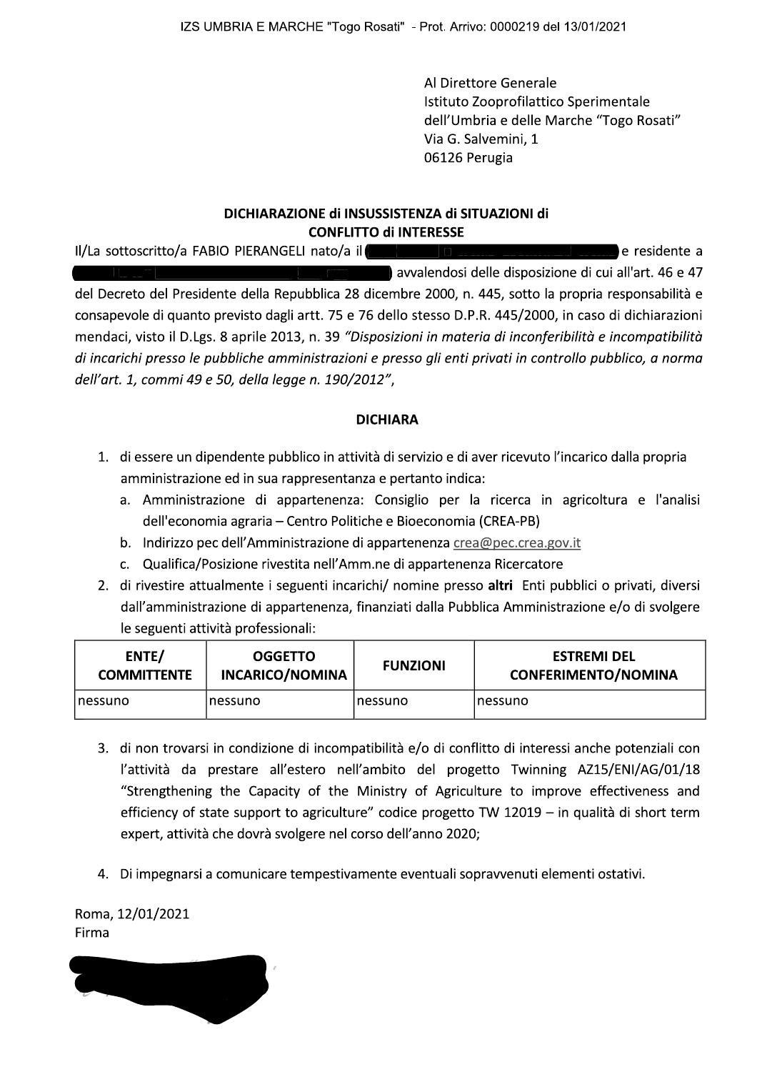IZS UMBRIA E MARCHE "Togo Rosati" - Prot. Arrivo: 0000219 del 13/01/2021

Al Direttore Generale
Istituto Zooprofilattico Sperimentale
dell'Umbria e delle Marche "Togo Rosati"
Via G. Salvemini, 1
06126 Perugia

**DICHIARAZIONE di INSUSSISTENZA di SITUAZIONI di CONFLITTO di INTERESSE**

Il/La sottoscritto/a FABIO PIERANGELI nato/a il [redacted] e residente a [redacted] avvalendosi delle disposizione di cui all'art. 46 e 47 del Decreto del Presidente della Repubblica 28 dicembre 2000, n. 445, sotto la propria responsabilità e consapevole di quanto previsto dagli artt. 75 e 76 dello stesso D.P.R. 445/2000, in caso di dichiarazioni mendaci, visto il D.Lgs. 8 aprile 2013, n. 39 *"Disposizioni in materia di inconferibilità e incompatibilità di incarichi presso le pubbliche amministrazioni e presso gli enti privati in controllo pubblico, a norma dell'art. 1, commi 49 e 50, della legge n. 190/2012"*,

**DICHIARA**

1. di essere un dipendente pubblico in attività di servizio e di aver ricevuto l'incarico dalla propria amministrazione ed in sua rappresentanza e pertanto indica:
   a. Amministrazione di appartenenza: Consiglio per la ricerca in agricoltura e l'analisi dell'economia agraria – Centro Politiche e Bioeconomia (CREA-PB)
   b. Indirizzo pec dell'Amministrazione di appartenenza crea@pec.crea.gov.it
   c. Qualifica/Posizione rivestita nell'Amm.ne di appartenenza Ricercatore
2. di rivestire attualmente i seguenti incarichi/ nomine presso **altri** Enti pubblici o privati, diversi dall'amministrazione di appartenenza, finanziati dalla Pubblica Amministrazione e/o di svolgere le seguenti attività professionali:

| ENTE/ COMMITTENTE | OGGETTO INCARICO/NOMINA | FUNZIONI | ESTREMI DEL CONFERIMENTO/NOMINA |
|---|---|---|---|
| nessuno | nessuno | nessuno | nessuno |

3. di non trovarsi in condizione di incompatibilità e/o di conflitto di interessi anche potenziali con l'attività da prestare all'estero nell'ambito del progetto Twinning AZ15/ENI/AG/01/18 "Strengthening the Capacity of the Ministry of Agriculture to improve effectiveness and efficiency of state support to agriculture" codice progetto TW 12019 – in qualità di short term expert, attività che dovrà svolgere nel corso dell'anno 2020;

4. Di impegnarsi a comunicare tempestivamente eventuali sopravvenuti elementi ostativi.

Roma, 12/01/2021
Firma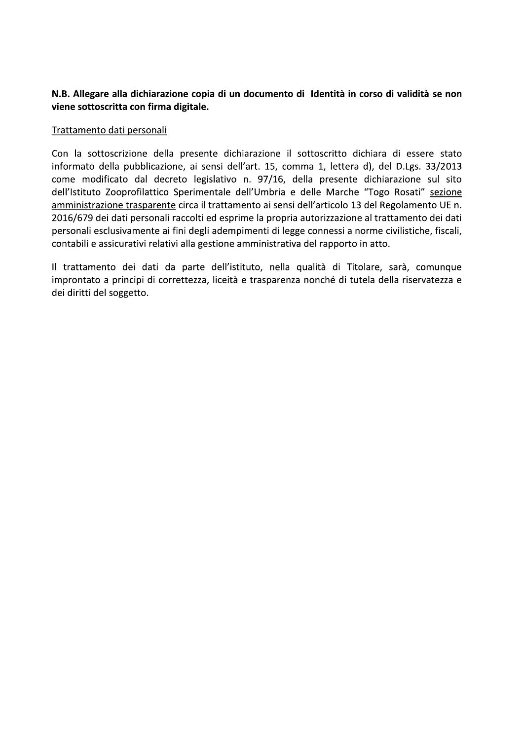**N.B. Allegare alla dichiarazione copia di un documento di Identità in corso di validità se non viene sottoscritta con firma digitale.**

<u>Trattamento dati personali</u>

Con la sottoscrizione della presente dichiarazione il sottoscritto dichiara di essere stato informato della pubblicazione, ai sensi dell'art. 15, comma 1, lettera d), del D.Lgs. 33/2013 come modificato dal decreto legislativo n. 97/16, della presente dichiarazione sul sito dell'Istituto Zooprofilattico Sperimentale dell'Umbria e delle Marche "Togo Rosati" <u>sezione amministrazione trasparente</u> circa il trattamento ai sensi dell'articolo 13 del Regolamento UE n. 2016/679 dei dati personali raccolti ed esprime la propria autorizzazione al trattamento dei dati personali esclusivamente ai fini degli adempimenti di legge connessi a norme civilistiche, fiscali, contabili e assicurativi relativi alla gestione amministrativa del rapporto in atto.

Il trattamento dei dati da parte dell'istituto, nella qualità di Titolare, sarà, comunque improntato a principi di correttezza, liceità e trasparenza nonché di tutela della riservatezza e dei diritti del soggetto.